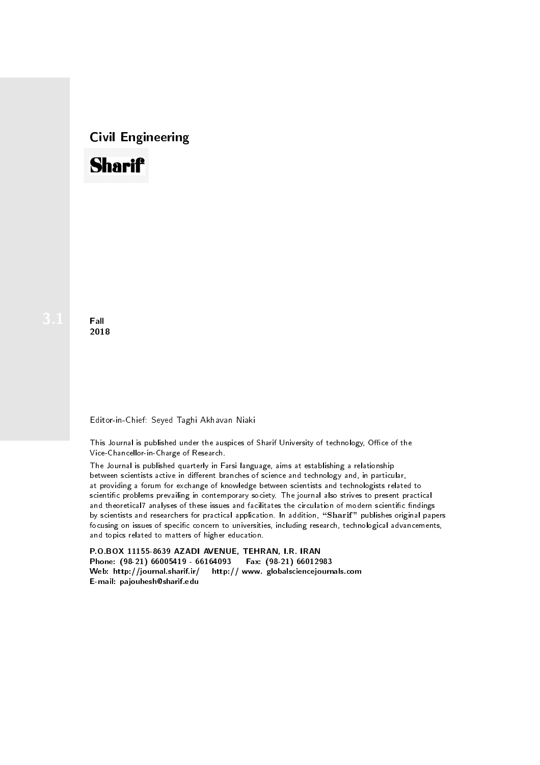## Civil Engineering

# Sharif

3.1

**Fall**
**2018**

Editor-in-Chief: Seyed Taghi Akhavan Niaki

This Journal is published under the auspices of Sharif University of technology, Office of the Vice-Chancellor-in-Charge of Research.

The Journal is published quarterly in Farsi language, aims at establishing a relationship between scientists active in different branches of science and technology and, in particular, at providing a forum for exchange of knowledge between scientists and technologists related to scientific problems prevailing in contemporary society. The journal also strives to present practical and theoretical7 analyses of these issues and facilitates the circulation of modern scientific findings by scientists and researchers for practical application. In addition, "**Sharif**" publishes original papers focusing on issues of specific concern to universities, including research, technological advancements, and topics related to matters of higher education.

**P.O.BOX 11155-8639 AZADI AVENUE, TEHRAN, I.R. IRAN**
**Phone: (98-21) 66005419 - 66164093 Fax: (98-21) 66012983**
**Web: http://journal.sharif.ir/ http:// www. globalsciencejournals.com**
**E-mail: pajouhesh@sharif.edu**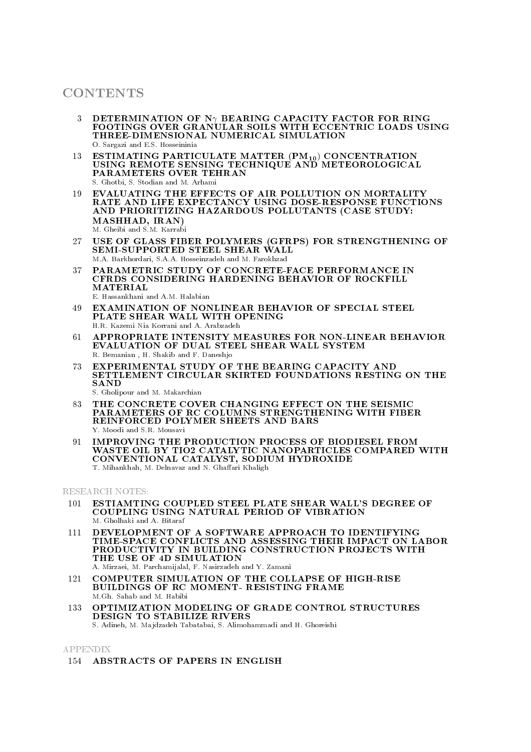# CONTENTS

3 **DETERMINATION OF N$\gamma$ BEARING CAPACITY FACTOR FOR RING FOOTINGS OVER GRANULAR SOILS WITH ECCENTRIC LOADS USING THREE-DIMENSIONAL NUMERICAL SIMULATION**
O. Sargazi and E.S. Hosseininia

13 **ESTIMATING PARTICULATE MATTER ($PM_{10}$) CONCENTRATION USING REMOTE SENSING TECHNIQUE AND METEOROLOGICAL PARAMETERS OVER TEHRAN**
S. Ghotbi, S. Stodian and M. Arhami

19 **EVALUATING THE EFFECTS OF AIR POLLUTION ON MORTALITY RATE AND LIFE EXPECTANCY USING DOSE-RESPONSE FUNCTIONS AND PRIORITIZING HAZARDOUS POLLUTANTS (CASE STUDY: MASHHAD, IRAN)**
M. Gheibi and S.M. Karrabi

27 **USE OF GLASS FIBER POLYMERS (GFRPS) FOR STRENGTHENING OF SEMI-SUPPORTED STEEL SHEAR WALL**
M.A. Barkhordari, S.A.A. Hosseinzadeh and M. Farokhzad

37 **PARAMETRIC STUDY OF CONCRETE-FACE PERFORMANCE IN CFRDS CONSIDERING HARDENING BEHAVIOR OF ROCKFILL MATERIAL**
E. Hassankhani and A.M. Halabian

49 **EXAMINATION OF NONLINEAR BEHAVIOR OF SPECIAL STEEL PLATE SHEAR WALL WITH OPENING**
H.R. Kazemi Nia Korrani and A. Arabzadeh

61 **APPROPRIATE INTENSITY MEASURES FOR NON-LINEAR BEHAVIOR EVALUATION OF DUAL STEEL SHEAR WALL SYSTEM**
R. Bemanian , H. Shakib and F. Daneshjo

73 **EXPERIMENTAL STUDY OF THE BEARING CAPACITY AND SETTLEMENT CIRCULAR SKIRTED FOUNDATIONS RESTING ON THE SAND**
S. Gholipour and M. Makarchian

83 **THE CONCRETE COVER CHANGING EFFECT ON THE SEISMIC PARAMETERS OF RC COLUMNS STRENGTHENING WITH FIBER REINFORCED POLYMER SHEETS AND BARS**
Y. Moodi and S.R. Mousavi

91 **IMPROVING THE PRODUCTION PROCESS OF BIODIESEL FROM WASTE OIL BY TIO2 CATALYTIC NANOPARTICLES COMPARED WITH CONVENTIONAL CATALYST, SODIUM HYDROXIDE**
T. Mihankhah, M. Delnavaz and N. Ghaffari Khaligh

## RESEARCH NOTES:

101 **ESTIAMTING COUPLED STEEL PLATE SHEAR WALL'S DEGREE OF COUPLING USING NATURAL PERIOD OF VIBRATION**
M. Gholhaki and A. Bitaraf

111 **DEVELOPMENT OF A SOFTWARE APPROACH TO IDENTIFYING TIME-SPACE CONFLICTS AND ASSESSING THEIR IMPACT ON LABOR PRODUCTIVITY IN BUILDING CONSTRUCTION PROJECTS WITH THE USE OF 4D SIMULATION**
A. Mirzaei, M. Parchamijalal, F. Nasirzadeh and Y. Zamani

121 **COMPUTER SIMULATION OF THE COLLAPSE OF HIGH-RISE BUILDINGS OF RC MOMENT- RESISTING FRAME**
M.Gh. Sahab and M. Habibi

133 **OPTIMIZATION MODELING OF GRADE CONTROL STRUCTURES DESIGN TO STABILIZE RIVERS**
S. Adineh, M. Majdzadeh Tabatabai, S. Alimohammadi and H. Ghoreishi

## APPENDIX

154 **ABSTRACTS OF PAPERS IN ENGLISH**